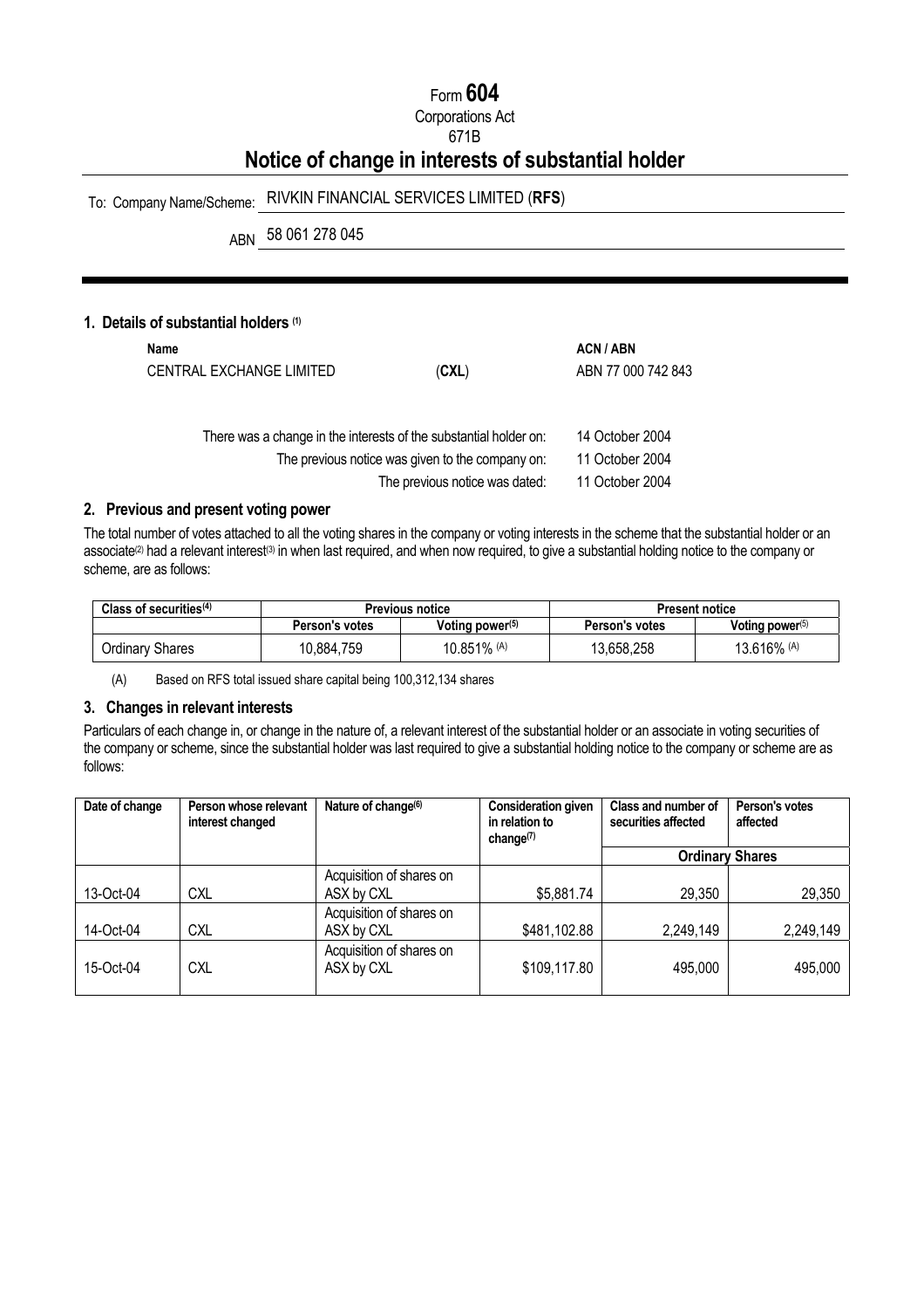Form **604**

Corporations Act

671B

# Notice of change in interests of substantial holder

To: Company Name/Scheme: RIVKIN FINANCIAL SERVICES LIMITED (**RFS**)

ABN 58 061 278 045

## 1. Details of substantial holders [(1)]

| Name | | ACN / ABN |
|---|---|---|
| CENTRAL EXCHANGE LIMITED | (**CXL**) | ABN 77 000 742 843 |

There was a change in the interests of the substantial holder on: 14 October 2004

The previous notice was given to the company on: 11 October 2004

The previous notice was dated: 11 October 2004

## 2. Previous and present voting power

The total number of votes attached to all the voting shares in the company or voting interests in the scheme that the substantial holder or an associate[(2)] had a relevant interest[(3)] in when last required, and when now required, to give a substantial holding notice to the company or scheme, are as follows:

| Class of securities[(4)] | Previous notice | | Present notice | |
|---|---|---|---|---|
| | Person's votes | Voting power[(5)] | Person's votes | Voting power[(5)] |
| Ordinary Shares | 10,884,759 | 10.851% [(A)] | 13,658,258 | 13.616% [(A)] |

(A) Based on RFS total issued share capital being 100,312,134 shares

## 3. Changes in relevant interests

Particulars of each change in, or change in the nature of, a relevant interest of the substantial holder or an associate in voting securities of the company or scheme, since the substantial holder was last required to give a substantial holding notice to the company or scheme are as follows:

| Date of change | Person whose relevant interest changed | Nature of change[(6)] | Consideration given in relation to change[(7)] | Class and number of securities affected | Person's votes affected |
|---|---|---|---|---|---|
| | | | | Ordinary Shares | |
| 13-Oct-04 | CXL | Acquisition of shares on ASX by CXL | $5,881.74 | 29,350 | 29,350 |
| 14-Oct-04 | CXL | Acquisition of shares on ASX by CXL | $481,102.88 | 2,249,149 | 2,249,149 |
| 15-Oct-04 | CXL | Acquisition of shares on ASX by CXL | $109,117.80 | 495,000 | 495,000 |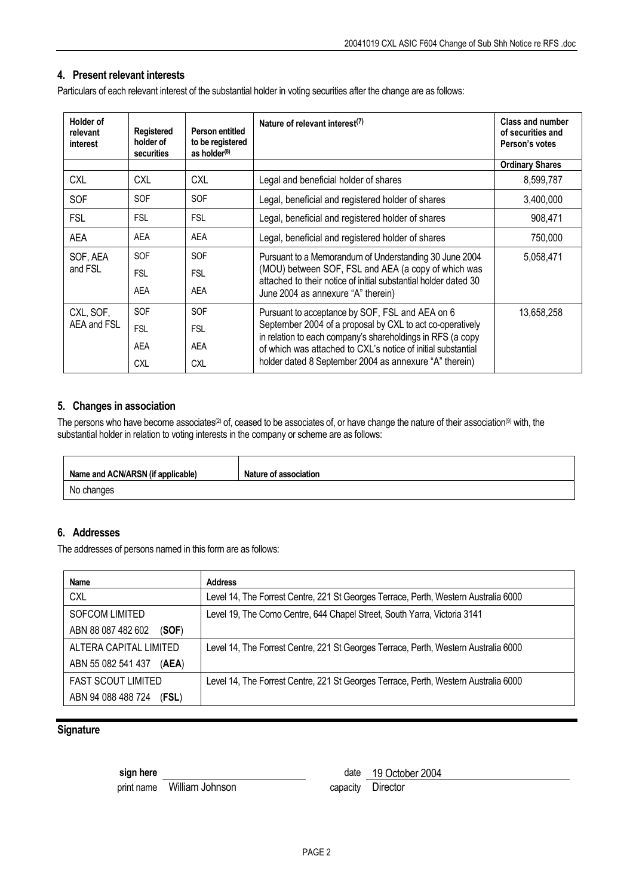## 4. Present relevant interests

Particulars of each relevant interest of the substantial holder in voting securities after the change are as follows:

| Holder of relevant interest | Registered holder of securities | Person entitled to be registered as holder[8] | Nature of relevant interest[7] | Class and number of securities and Person's votes |
|---|---|---|---|---|
| | | | | Ordinary Shares |
| CXL | CXL | CXL | Legal and beneficial holder of shares | 8,599,787 |
| SOF | SOF | SOF | Legal, beneficial and registered holder of shares | 3,400,000 |
| FSL | FSL | FSL | Legal, beneficial and registered holder of shares | 908,471 |
| AEA | AEA | AEA | Legal, beneficial and registered holder of shares | 750,000 |
| SOF, AEA and FSL | SOF FSL AEA | SOF FSL AEA | Pursuant to a Memorandum of Understanding 30 June 2004 (MOU) between SOF, FSL and AEA (a copy of which was attached to their notice of initial substantial holder dated 30 June 2004 as annexure "A" therein) | 5,058,471 |
| CXL, SOF, AEA and FSL | SOF FSL AEA CXL | SOF FSL AEA CXL | Pursuant to acceptance by SOF, FSL and AEA on 6 September 2004 of a proposal by CXL to act co-operatively in relation to each company's shareholdings in RFS (a copy of which was attached to CXL's notice of initial substantial holder dated 8 September 2004 as annexure "A" therein) | 13,658,258 |

## 5. Changes in association

The persons who have become associates[2] of, ceased to be associates of, or have change the nature of their association[9] with, the substantial holder in relation to voting interests in the company or scheme are as follows:

| Name and ACN/ARSN (if applicable) | Nature of association |
|---|---|
| No changes | |

## 6. Addresses

The addresses of persons named in this form are as follows:

| Name | Address |
|---|---|
| CXL | Level 14, The Forrest Centre, 221 St Georges Terrace, Perth, Western Australia 6000 |
| SOFCOM LIMITED ABN 88 087 482 602 (**SOF**) | Level 19, The Como Centre, 644 Chapel Street, South Yarra, Victoria 3141 |
| ALTERA CAPITAL LIMITED ABN 55 082 541 437 (**AEA**) | Level 14, The Forrest Centre, 221 St Georges Terrace, Perth, Western Australia 6000 |
| FAST SCOUT LIMITED ABN 94 088 488 724 (**FSL**) | Level 14, The Forrest Centre, 221 St Georges Terrace, Perth, Western Australia 6000 |

## Signature

**sign here** ____________________ date 19 October 2004

print name William Johnson capacity Director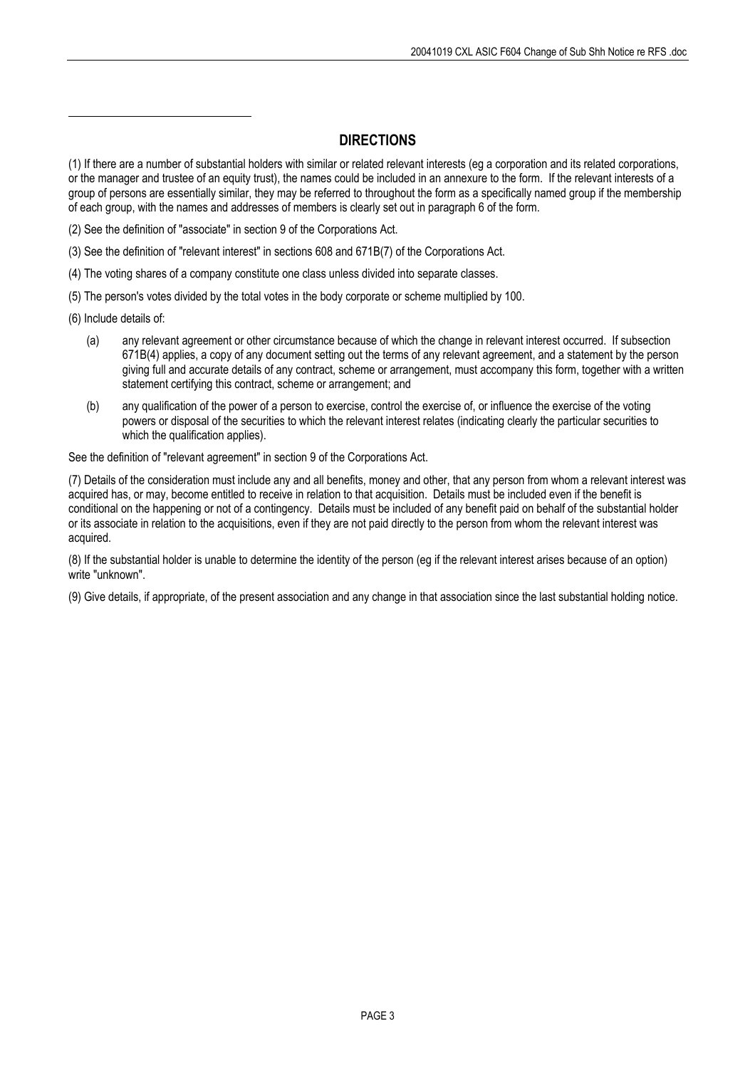## DIRECTIONS

(1) If there are a number of substantial holders with similar or related relevant interests (eg a corporation and its related corporations, or the manager and trustee of an equity trust), the names could be included in an annexure to the form. If the relevant interests of a group of persons are essentially similar, they may be referred to throughout the form as a specifically named group if the membership of each group, with the names and addresses of members is clearly set out in paragraph 6 of the form.

(2) See the definition of "associate" in section 9 of the Corporations Act.

(3) See the definition of "relevant interest" in sections 608 and 671B(7) of the Corporations Act.

(4) The voting shares of a company constitute one class unless divided into separate classes.

(5) The person's votes divided by the total votes in the body corporate or scheme multiplied by 100.

(6) Include details of:

- (a) any relevant agreement or other circumstance because of which the change in relevant interest occurred. If subsection 671B(4) applies, a copy of any document setting out the terms of any relevant agreement, and a statement by the person giving full and accurate details of any contract, scheme or arrangement, must accompany this form, together with a written statement certifying this contract, scheme or arrangement; and
- (b) any qualification of the power of a person to exercise, control the exercise of, or influence the exercise of the voting powers or disposal of the securities to which the relevant interest relates (indicating clearly the particular securities to which the qualification applies).

See the definition of "relevant agreement" in section 9 of the Corporations Act.

(7) Details of the consideration must include any and all benefits, money and other, that any person from whom a relevant interest was acquired has, or may, become entitled to receive in relation to that acquisition. Details must be included even if the benefit is conditional on the happening or not of a contingency. Details must be included of any benefit paid on behalf of the substantial holder or its associate in relation to the acquisitions, even if they are not paid directly to the person from whom the relevant interest was acquired.

(8) If the substantial holder is unable to determine the identity of the person (eg if the relevant interest arises because of an option) write "unknown".

(9) Give details, if appropriate, of the present association and any change in that association since the last substantial holding notice.